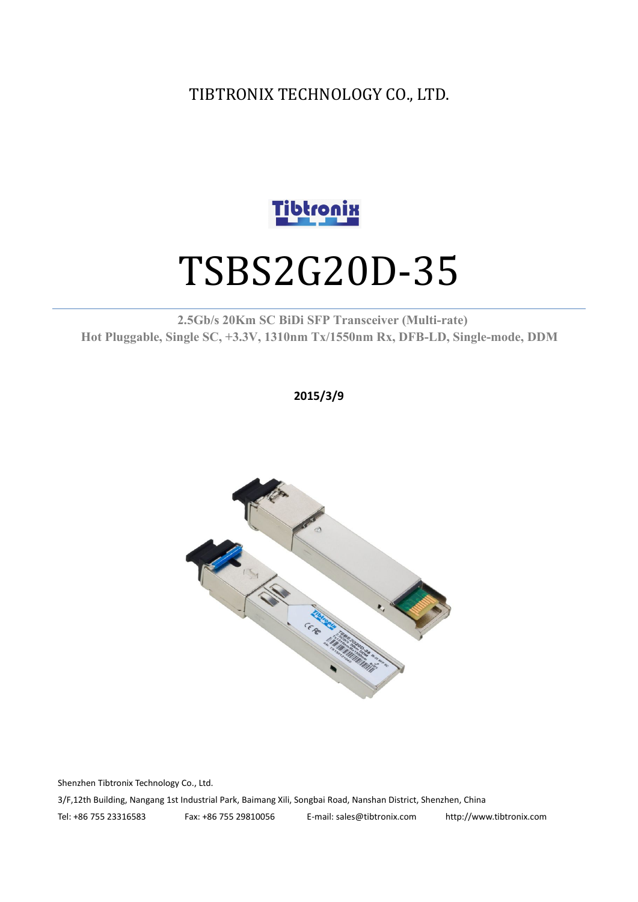TIBTRONIX TECHNOLOGY CO., LTD.

# TSBS2G20D-35

**2.5Gb/s 20Km SC BiDi SFP Transceiver (Multi-rate)**
**Hot Pluggable, Single SC, +3.3V, 1310nm Tx/1550nm Rx, DFB-LD, Single-mode, DDM**

**2015/3/9**

Shenzhen Tibtronix Technology Co., Ltd.

3/F,12th Building, Nangang 1st Industrial Park, Baimang Xili, Songbai Road, Nanshan District, Shenzhen, China

Tel: +86 755 23316583 Fax: +86 755 29810056 E-mail: sales@tibtronix.com http://www.tibtronix.com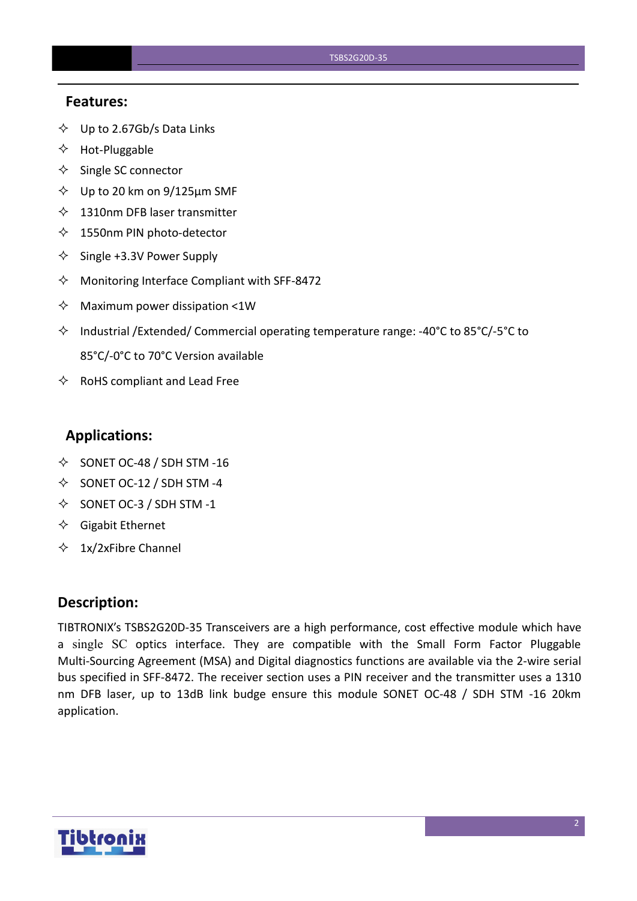## Features:

- Up to 2.67Gb/s Data Links
- Hot-Pluggable
- Single SC connector
- Up to 20 km on 9/125µm SMF
- 1310nm DFB laser transmitter
- 1550nm PIN photo-detector
- Single +3.3V Power Supply
- Monitoring Interface Compliant with SFF-8472
- Maximum power dissipation <1W
- Industrial /Extended/ Commercial operating temperature range: -40°C to 85°C/-5°C to 85°C/-0°C to 70°C Version available
- RoHS compliant and Lead Free

## Applications:

- SONET OC-48 / SDH STM -16
- SONET OC-12 / SDH STM -4
- SONET OC-3 / SDH STM -1
- Gigabit Ethernet
- 1x/2xFibre Channel

## Description:

TIBTRONIX's TSBS2G20D-35 Transceivers are a high performance, cost effective module which have a single SC optics interface. They are compatible with the Small Form Factor Pluggable Multi-Sourcing Agreement (MSA) and Digital diagnostics functions are available via the 2-wire serial bus specified in SFF-8472. The receiver section uses a PIN receiver and the transmitter uses a 1310 nm DFB laser, up to 13dB link budge ensure this module SONET OC-48 / SDH STM -16 20km application.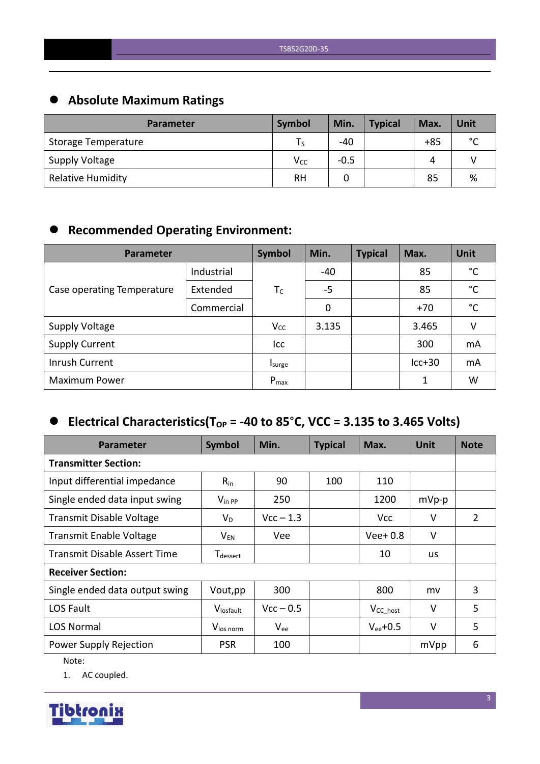## Absolute Maximum Ratings

| Parameter | Symbol | Min. | Typical | Max. | Unit |
|---|---|---|---|---|---|
| Storage Temperature | $T_S$ | -40 | | +85 | °C |
| Supply Voltage | $V_{CC}$ | -0.5 | | 4 | V |
| Relative Humidity | RH | 0 | | 85 | % |

## Recommended Operating Environment:

| Parameter | | Symbol | Min. | Typical | Max. | Unit |
|---|---|---|---|---|---|---|
| Case operating Temperature | Industrial | $T_C$ | -40 | | 85 | °C |
| | Extended | | -5 | | 85 | °C |
| | Commercial | | 0 | | +70 | °C |
| Supply Voltage | | $V_{CC}$ | 3.135 | | 3.465 | V |
| Supply Current | | Icc | | | 300 | mA |
| Inrush Current | | $I_{surge}$ | | | Icc+30 | mA |
| Maximum Power | | $P_{max}$ | | | 1 | W |

## Electrical Characteristics($T_{OP}$ = -40 to 85°C, VCC = 3.135 to 3.465 Volts)

| Parameter | Symbol | Min. | Typical | Max. | Unit | Note |
|---|---|---|---|---|---|---|
| **Transmitter Section:** | | | | | | |
| Input differential impedance | $R_{in}$ | 90 | 100 | 110 | | |
| Single ended data input swing | $V_{in\ PP}$ | 250 | | 1200 | mVp-p | |
| Transmit Disable Voltage | $V_D$ | Vcc – 1.3 | | Vcc | V | 2 |
| Transmit Enable Voltage | $V_{EN}$ | Vee | | Vee+ 0.8 | V | |
| Transmit Disable Assert Time | $T_{dessert}$ | | | 10 | us | |
| **Receiver Section:** | | | | | | |
| Single ended data output swing | Vout,pp | 300 | | 800 | mv | 3 |
| LOS Fault | $V_{losfault}$ | Vcc – 0.5 | | $V_{CC\_host}$ | V | 5 |
| LOS Normal | $V_{los\ norm}$ | $V_{ee}$ | | $V_{ee}$+0.5 | V | 5 |
| Power Supply Rejection | PSR | 100 | | | mVpp | 6 |

Note:

1. AC coupled.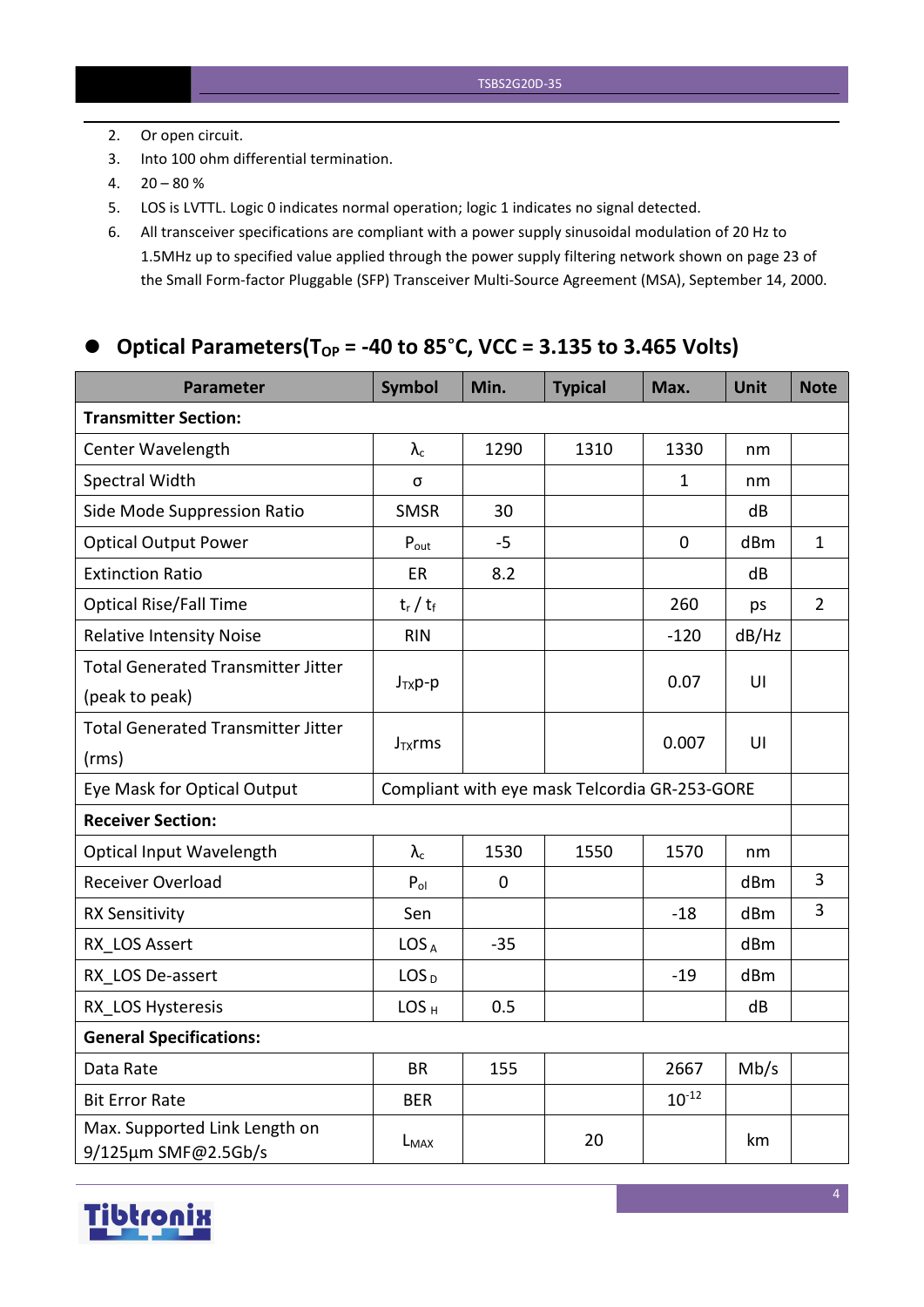2. Or open circuit.
3. Into 100 ohm differential termination.
4. 20 – 80 %
5. LOS is LVTTL. Logic 0 indicates normal operation; logic 1 indicates no signal detected.
6. All transceiver specifications are compliant with a power supply sinusoidal modulation of 20 Hz to 1.5MHz up to specified value applied through the power supply filtering network shown on page 23 of the Small Form-factor Pluggable (SFP) Transceiver Multi-Source Agreement (MSA), September 14, 2000.

## ● Optical Parameters($T_{OP}$ = -40 to 85°C, VCC = 3.135 to 3.465 Volts)

| Parameter | Symbol | Min. | Typical | Max. | Unit | Note |
|---|---|---|---|---|---|---|
| **Transmitter Section:** | | | | | | |
| Center Wavelength | $\lambda_c$ | 1290 | 1310 | 1330 | nm | |
| Spectral Width | σ | | | 1 | nm | |
| Side Mode Suppression Ratio | SMSR | 30 | | | dB | |
| Optical Output Power | $P_{out}$ | -5 | | 0 | dBm | 1 |
| Extinction Ratio | ER | 8.2 | | | dB | |
| Optical Rise/Fall Time | $t_r$ / $t_f$ | | | 260 | ps | 2 |
| Relative Intensity Noise | RIN | | | -120 | dB/Hz | |
| Total Generated Transmitter Jitter (peak to peak) | $J_{TX}$p-p | | | 0.07 | UI | |
| Total Generated Transmitter Jitter (rms) | $J_{TX}$rms | | | 0.007 | UI | |
| Eye Mask for Optical Output | Compliant with eye mask Telcordia GR-253-GORE | | | | | |
| **Receiver Section:** | | | | | | |
| Optical Input Wavelength | $\lambda_c$ | 1530 | 1550 | 1570 | nm | |
| Receiver Overload | $P_{ol}$ | 0 | | | dBm | 3 |
| RX Sensitivity | Sen | | | -18 | dBm | 3 |
| RX_LOS Assert | $LOS_A$ | -35 | | | dBm | |
| RX_LOS De-assert | $LOS_D$ | | | -19 | dBm | |
| RX_LOS Hysteresis | $LOS_H$ | 0.5 | | | dB | |
| **General Specifications:** | | | | | | |
| Data Rate | BR | 155 | | 2667 | Mb/s | |
| Bit Error Rate | BER | | | $10^{-12}$ | | |
| Max. Supported Link Length on 9/125μm SMF@2.5Gb/s | $L_{MAX}$ | | 20 | | km | |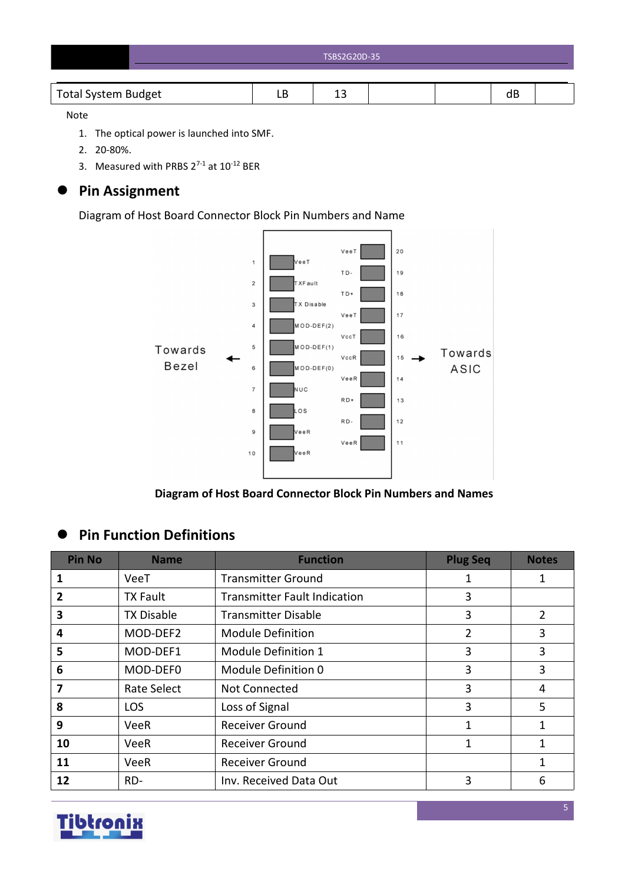| Total System Budget | LB | 13 | | | dB | |
|---|---|---|---|---|---|---|

Note

1. The optical power is launched into SMF.
2. 20-80%.
3. Measured with PRBS $2^{7-1}$ at $10^{-12}$ BER

## Pin Assignment

Diagram of Host Board Connector Block Pin Numbers and Name

Towards Bezel ← | Towards ASIC →

| Pin | Name | | Name | Pin |
|---|---|---|---|---|
| | | | VeeT | 20 |
| 1 | VeeT | | TD- | 19 |
| 2 | TXFault | | TD+ | 18 |
| 3 | TX Disable | | VeeT | 17 |
| 4 | MOD-DEF(2) | | VccT | 16 |
| 5 | MOD-DEF(1) | | VccR | 15 |
| 6 | MOD-DEF(0) | | VeeR | 14 |
| 7 | NUC | | RD+ | 13 |
| 8 | LOS | | RD- | 12 |
| 9 | VeeR | | VeeR | 11 |
| 10 | VeeR | | | |

**Diagram of Host Board Connector Block Pin Numbers and Names**

## Pin Function Definitions

| Pin No | Name | Function | Plug Seq | Notes |
|---|---|---|---|---|
| **1** | VeeT | Transmitter Ground | 1 | 1 |
| **2** | TX Fault | Transmitter Fault Indication | 3 | |
| **3** | TX Disable | Transmitter Disable | 3 | 2 |
| **4** | MOD-DEF2 | Module Definition | 2 | 3 |
| **5** | MOD-DEF1 | Module Definition 1 | 3 | 3 |
| **6** | MOD-DEF0 | Module Definition 0 | 3 | 3 |
| **7** | Rate Select | Not Connected | 3 | 4 |
| **8** | LOS | Loss of Signal | 3 | 5 |
| **9** | VeeR | Receiver Ground | 1 | 1 |
| **10** | VeeR | Receiver Ground | 1 | 1 |
| **11** | VeeR | Receiver Ground | | 1 |
| **12** | RD- | Inv. Received Data Out | 3 | 6 |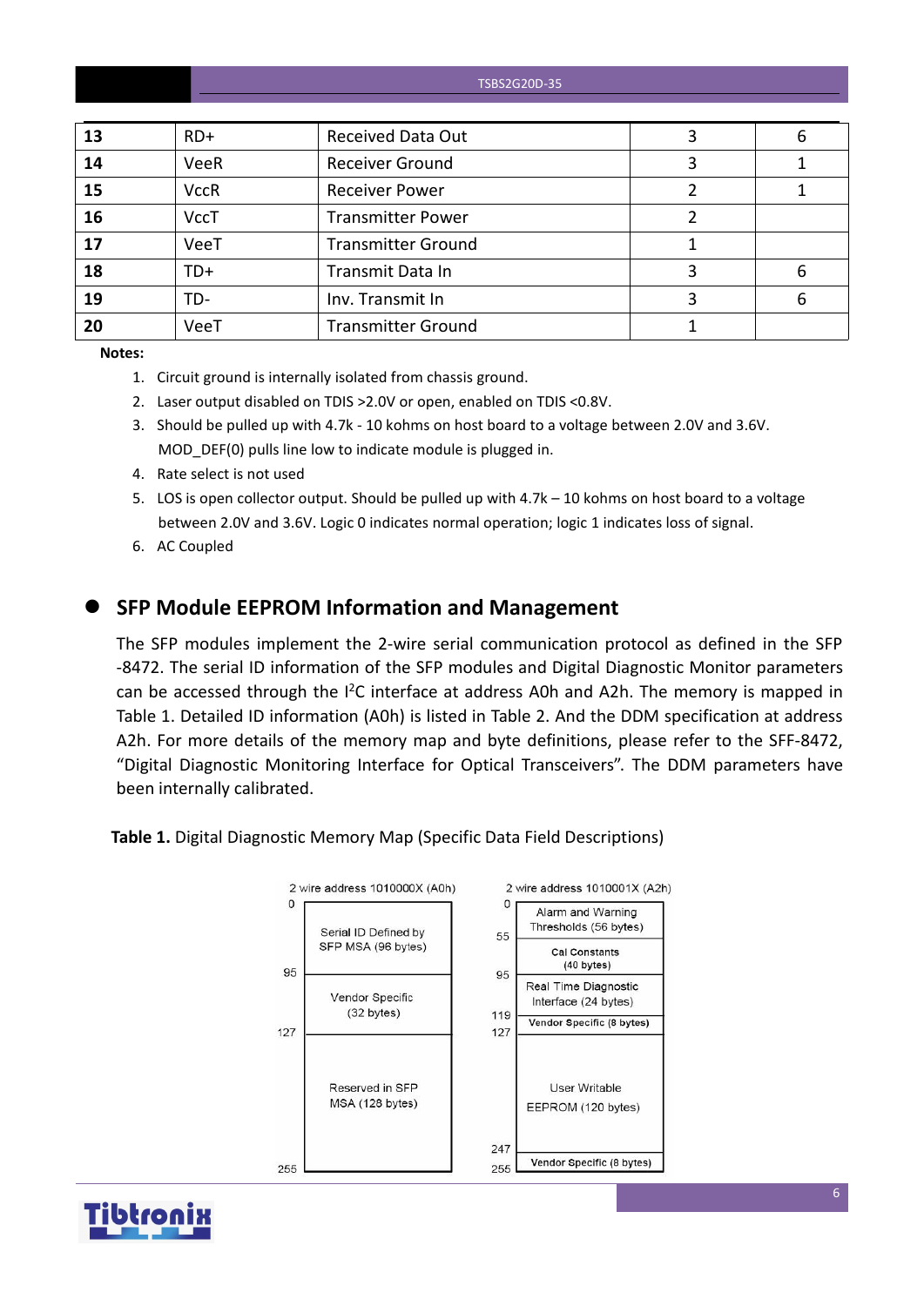| 13 | RD+ | Received Data Out | 3 | 6 |
|---|---|---|---|---|
| 14 | VeeR | Receiver Ground | 3 | 1 |
| 15 | VccR | Receiver Power | 2 | 1 |
| 16 | VccT | Transmitter Power | 2 | |
| 17 | VeeT | Transmitter Ground | 1 | |
| 18 | TD+ | Transmit Data In | 3 | 6 |
| 19 | TD- | Inv. Transmit In | 3 | 6 |
| 20 | VeeT | Transmitter Ground | 1 | |

**Notes:**

1. Circuit ground is internally isolated from chassis ground.
2. Laser output disabled on TDIS >2.0V or open, enabled on TDIS <0.8V.
3. Should be pulled up with 4.7k - 10 kohms on host board to a voltage between 2.0V and 3.6V. MOD_DEF(0) pulls line low to indicate module is plugged in.
4. Rate select is not used
5. LOS is open collector output. Should be pulled up with 4.7k – 10 kohms on host board to a voltage between 2.0V and 3.6V. Logic 0 indicates normal operation; logic 1 indicates loss of signal.
6. AC Coupled

## SFP Module EEPROM Information and Management

The SFP modules implement the 2-wire serial communication protocol as defined in the SFP -8472. The serial ID information of the SFP modules and Digital Diagnostic Monitor parameters can be accessed through the I[2]C interface at address A0h and A2h. The memory is mapped in Table 1. Detailed ID information (A0h) is listed in Table 2. And the DDM specification at address A2h. For more details of the memory map and byte definitions, please refer to the SFF-8472, "Digital Diagnostic Monitoring Interface for Optical Transceivers". The DDM parameters have been internally calibrated.

**Table 1.** Digital Diagnostic Memory Map (Specific Data Field Descriptions)

| 2 wire address 1010000X (A0h) | | 2 wire address 1010001X (A2h) | |
|---|---|---|---|
| 0–95 | Serial ID Defined by SFP MSA (96 bytes) | 0–55 | Alarm and Warning Thresholds (56 bytes) |
| | | 55–95 | Cal Constants (40 bytes) |
| 95–127 | Vendor Specific (32 bytes) | 95–119 | Real Time Diagnostic Interface (24 bytes) |
| | | 119–127 | Vendor Specific (8 bytes) |
| 127–255 | Reserved in SFP MSA (128 bytes) | 127–247 | User Writable EEPROM (120 bytes) |
| | | 247–255 | Vendor Specific (8 bytes) |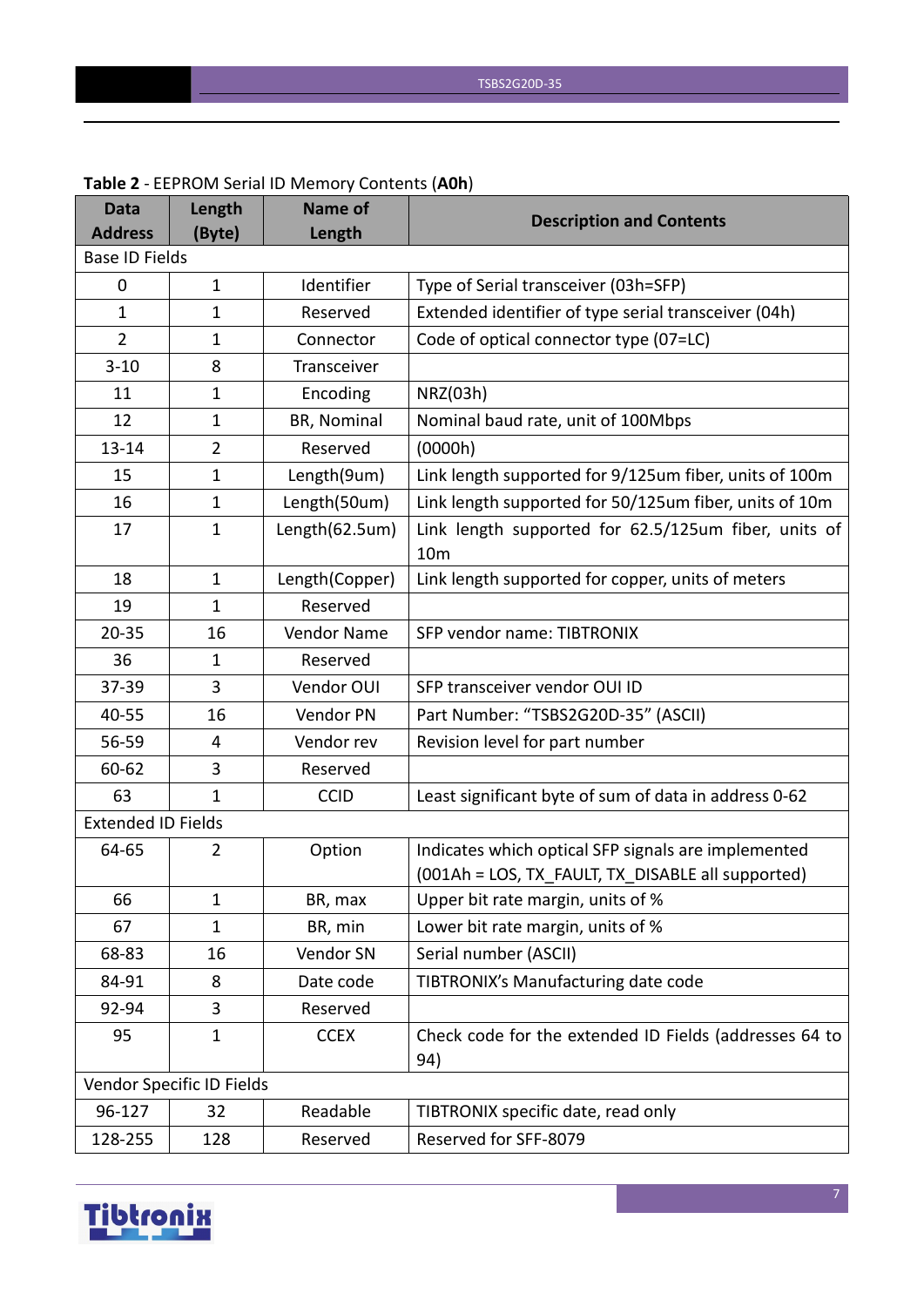**Table 2** - EEPROM Serial ID Memory Contents (**A0h**)

| Data Address | Length (Byte) | Name of Length | Description and Contents |
|---|---|---|---|
| Base ID Fields | | | |
| 0 | 1 | Identifier | Type of Serial transceiver (03h=SFP) |
| 1 | 1 | Reserved | Extended identifier of type serial transceiver (04h) |
| 2 | 1 | Connector | Code of optical connector type (07=LC) |
| 3-10 | 8 | Transceiver | |
| 11 | 1 | Encoding | NRZ(03h) |
| 12 | 1 | BR, Nominal | Nominal baud rate, unit of 100Mbps |
| 13-14 | 2 | Reserved | (0000h) |
| 15 | 1 | Length(9um) | Link length supported for 9/125um fiber, units of 100m |
| 16 | 1 | Length(50um) | Link length supported for 50/125um fiber, units of 10m |
| 17 | 1 | Length(62.5um) | Link length supported for 62.5/125um fiber, units of 10m |
| 18 | 1 | Length(Copper) | Link length supported for copper, units of meters |
| 19 | 1 | Reserved | |
| 20-35 | 16 | Vendor Name | SFP vendor name: TIBTRONIX |
| 36 | 1 | Reserved | |
| 37-39 | 3 | Vendor OUI | SFP transceiver vendor OUI ID |
| 40-55 | 16 | Vendor PN | Part Number: "TSBS2G20D-35" (ASCII) |
| 56-59 | 4 | Vendor rev | Revision level for part number |
| 60-62 | 3 | Reserved | |
| 63 | 1 | CCID | Least significant byte of sum of data in address 0-62 |
| Extended ID Fields | | | |
| 64-65 | 2 | Option | Indicates which optical SFP signals are implemented (001Ah = LOS, TX_FAULT, TX_DISABLE all supported) |
| 66 | 1 | BR, max | Upper bit rate margin, units of % |
| 67 | 1 | BR, min | Lower bit rate margin, units of % |
| 68-83 | 16 | Vendor SN | Serial number (ASCII) |
| 84-91 | 8 | Date code | TIBTRONIX's Manufacturing date code |
| 92-94 | 3 | Reserved | |
| 95 | 1 | CCEX | Check code for the extended ID Fields (addresses 64 to 94) |
| Vendor Specific ID Fields | | | |
| 96-127 | 32 | Readable | TIBTRONIX specific date, read only |
| 128-255 | 128 | Reserved | Reserved for SFF-8079 |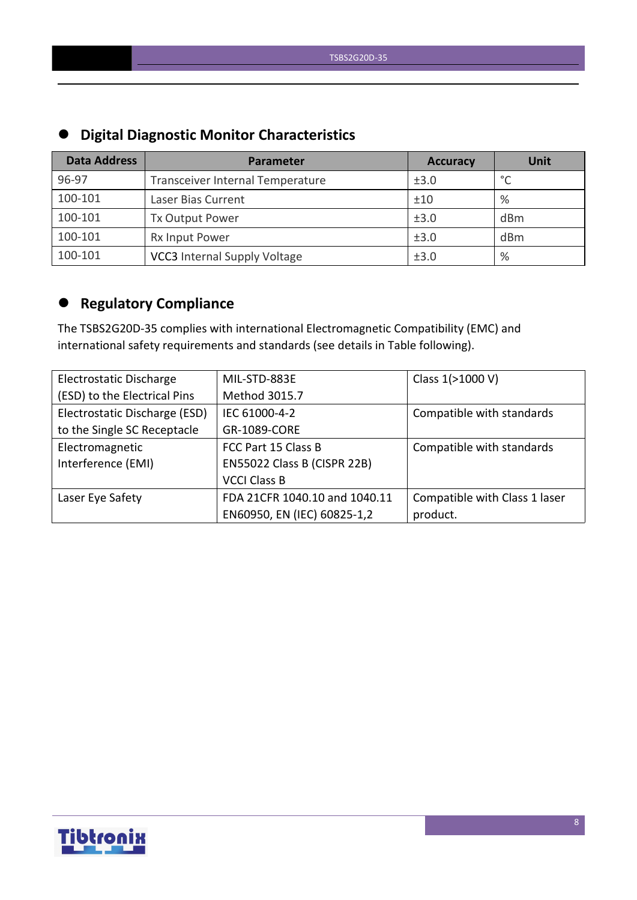## Digital Diagnostic Monitor Characteristics

| Data Address | Parameter | Accuracy | Unit |
|---|---|---|---|
| 96-97 | Transceiver Internal Temperature | ±3.0 | °C |
| 100-101 | Laser Bias Current | ±10 | % |
| 100-101 | Tx Output Power | ±3.0 | dBm |
| 100-101 | Rx Input Power | ±3.0 | dBm |
| 100-101 | VCC3 Internal Supply Voltage | ±3.0 | % |

## Regulatory Compliance

The TSBS2G20D-35 complies with international Electromagnetic Compatibility (EMC) and international safety requirements and standards (see details in Table following).

| | | |
|---|---|---|
| Electrostatic Discharge (ESD) to the Electrical Pins | MIL-STD-883E Method 3015.7 | Class 1(>1000 V) |
| Electrostatic Discharge (ESD) to the Single SC Receptacle | IEC 61000-4-2 GR-1089-CORE | Compatible with standards |
| Electromagnetic Interference (EMI) | FCC Part 15 Class B EN55022 Class B (CISPR 22B) VCCI Class B | Compatible with standards |
| Laser Eye Safety | FDA 21CFR 1040.10 and 1040.11 EN60950, EN (IEC) 60825-1,2 | Compatible with Class 1 laser product. |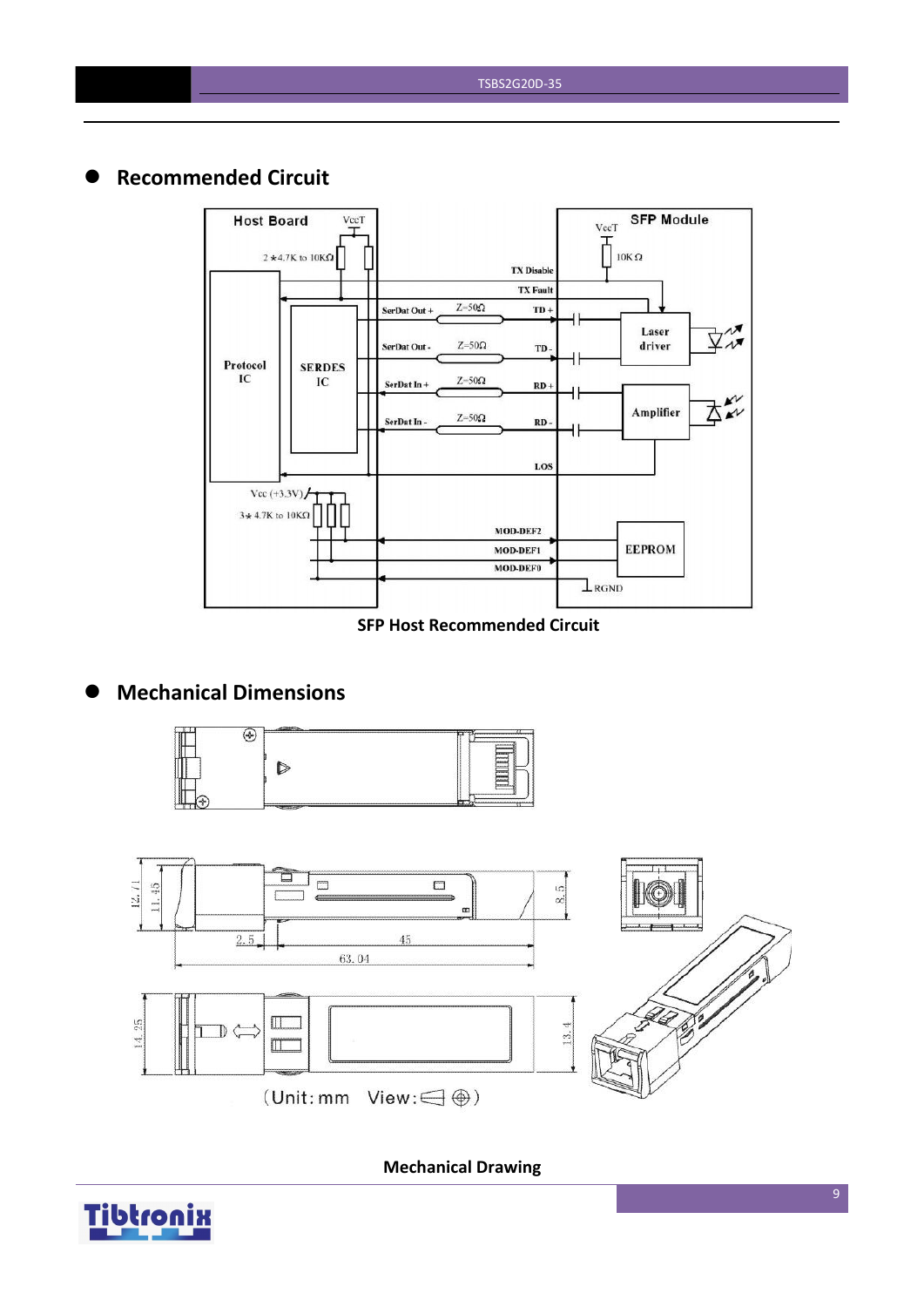## Recommended Circuit

SFP Host Recommended Circuit

## Mechanical Dimensions

(Unit: mm View: )

Mechanical Drawing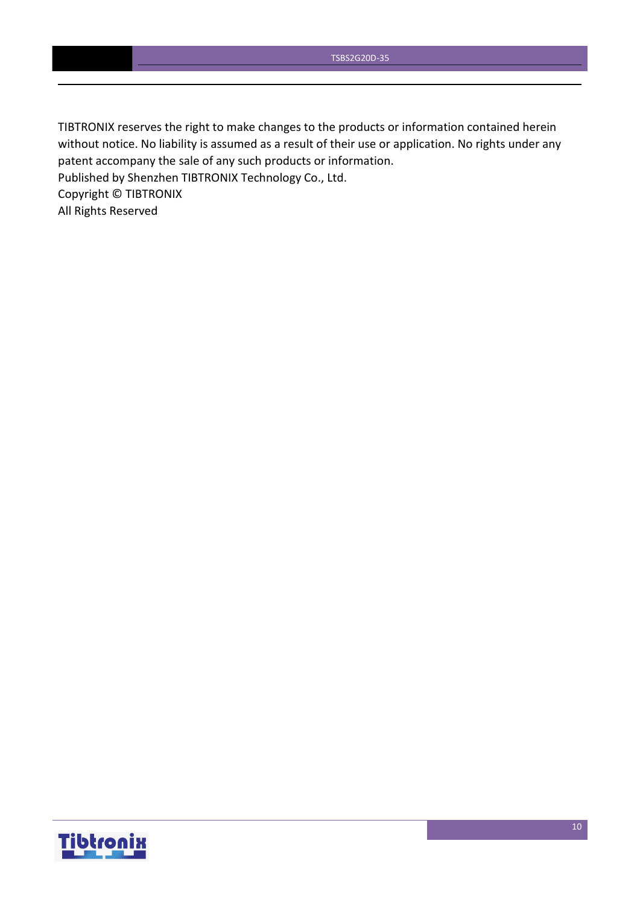TIBTRONIX reserves the right to make changes to the products or information contained herein without notice. No liability is assumed as a result of their use or application. No rights under any patent accompany the sale of any such products or information.
Published by Shenzhen TIBTRONIX Technology Co., Ltd.
Copyright © TIBTRONIX
All Rights Reserved